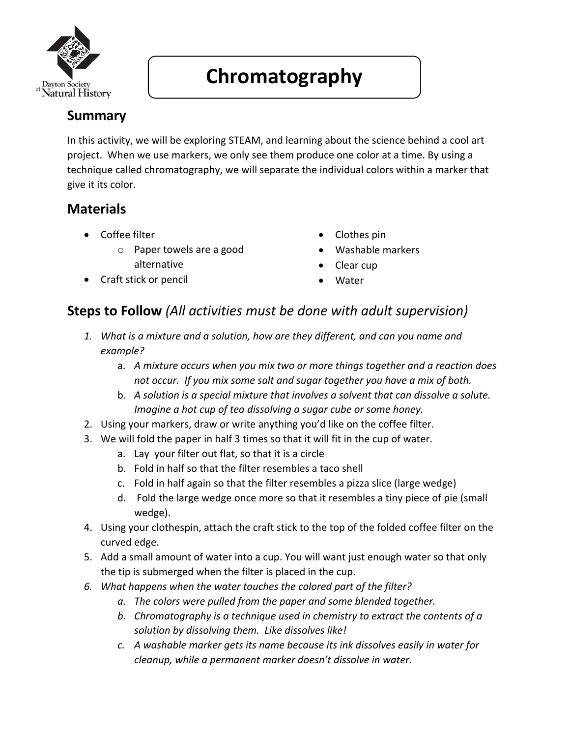# Chromatography

## Summary

In this activity, we will be exploring STEAM, and learning about the science behind a cool art project. When we use markers, we only see them produce one color at a time. By using a technique called chromatography, we will separate the individual colors within a marker that give it its color.

## Materials

- Coffee filter
  - Paper towels are a good alternative
- Craft stick or pencil
- Clothes pin
- Washable markers
- Clear cup
- Water

## Steps to Follow *(All activities must be done with adult supervision)*

1. *What is a mixture and a solution, how are they different, and can you name and example?*
   a. *A mixture occurs when you mix two or more things together and a reaction does not occur. If you mix some salt and sugar together you have a mix of both.*
   b. *A solution is a special mixture that involves a solvent that can dissolve a solute. Imagine a hot cup of tea dissolving a sugar cube or some honey.*
2. Using your markers, draw or write anything you'd like on the coffee filter.
3. We will fold the paper in half 3 times so that it will fit in the cup of water.
   a. Lay your filter out flat, so that it is a circle
   b. Fold in half so that the filter resembles a taco shell
   c. Fold in half again so that the filter resembles a pizza slice (large wedge)
   d. Fold the large wedge once more so that it resembles a tiny piece of pie (small wedge).
4. Using your clothespin, attach the craft stick to the top of the folded coffee filter on the curved edge.
5. Add a small amount of water into a cup. You will want just enough water so that only the tip is submerged when the filter is placed in the cup.
6. *What happens when the water touches the colored part of the filter?*
   a. *The colors were pulled from the paper and some blended together.*
   b. *Chromatography is a technique used in chemistry to extract the contents of a solution by dissolving them. Like dissolves like!*
   c. *A washable marker gets its name because its ink dissolves easily in water for cleanup, while a permanent marker doesn't dissolve in water.*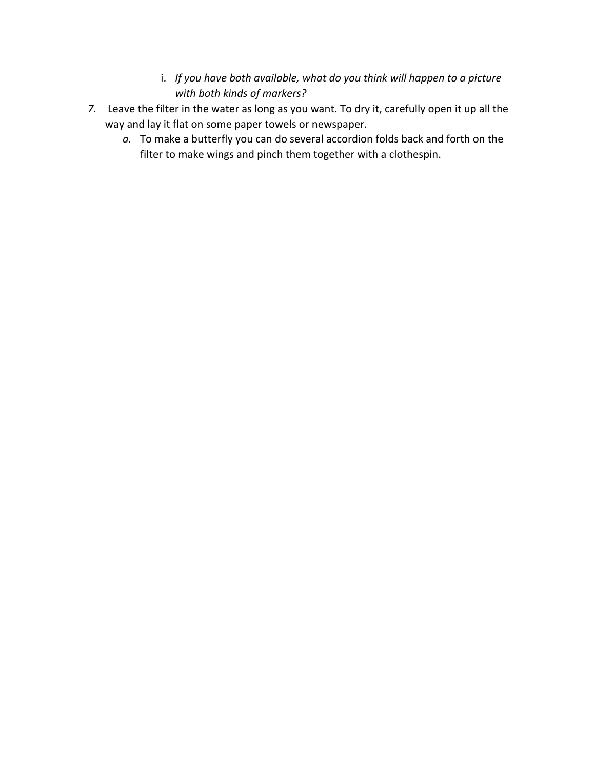i. *If you have both available, what do you think will happen to a picture with both kinds of markers?*

7. Leave the filter in the water as long as you want. To dry it, carefully open it up all the way and lay it flat on some paper towels or newspaper.
   a. To make a butterfly you can do several accordion folds back and forth on the filter to make wings and pinch them together with a clothespin.